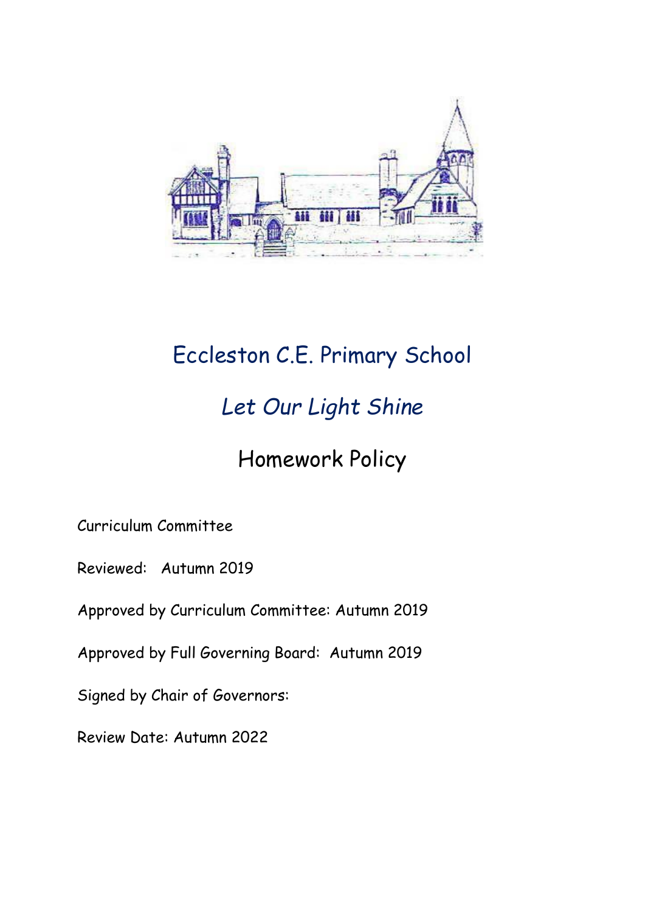# Eccleston C.E. Primary School

## *Let Our Light Shine*

## Homework Policy

Curriculum Committee

Reviewed: Autumn 2019

Approved by Curriculum Committee: Autumn 2019

Approved by Full Governing Board: Autumn 2019

Signed by Chair of Governors:

Review Date: Autumn 2022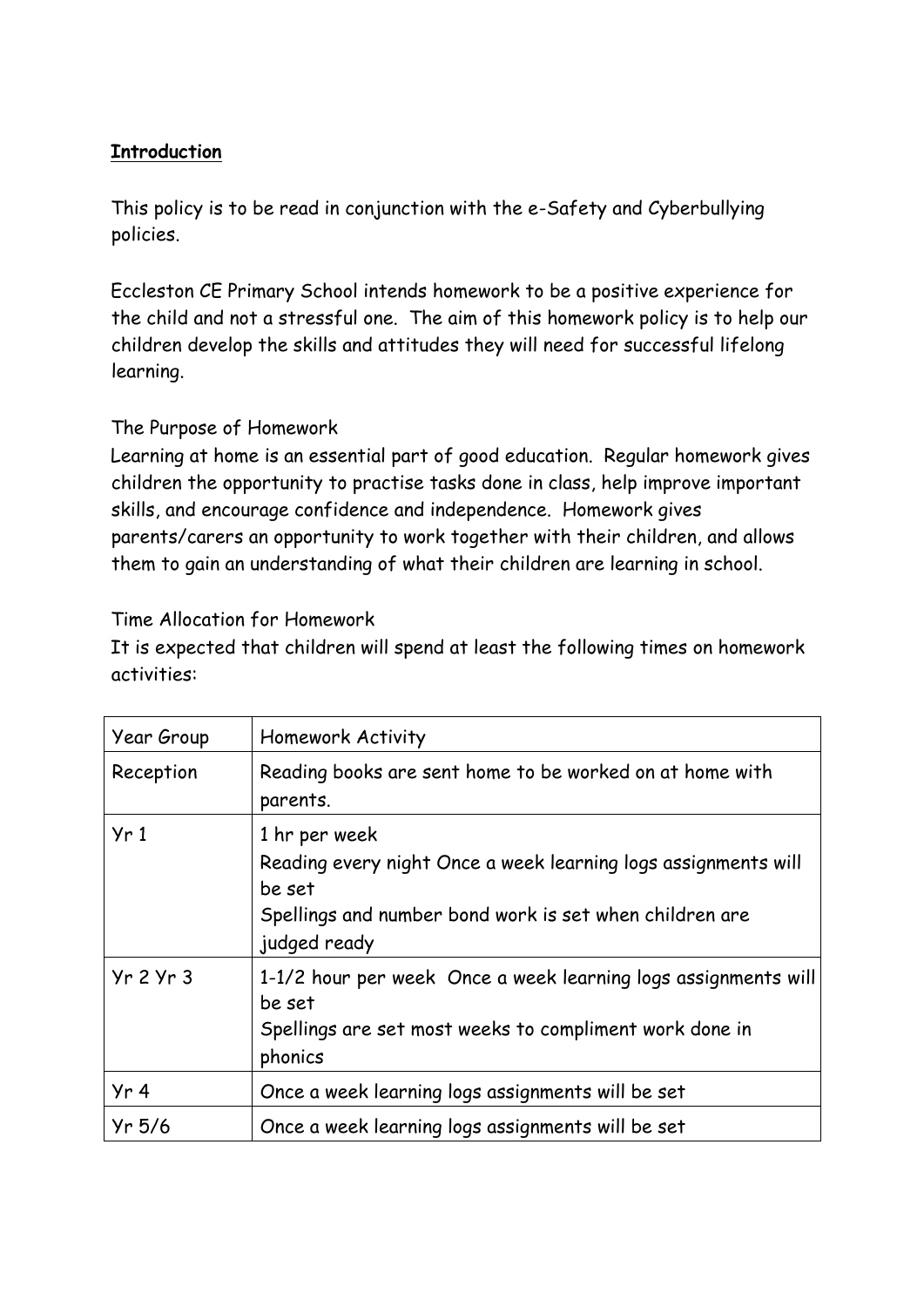**Introduction**

This policy is to be read in conjunction with the e-Safety and Cyberbullying policies.

Eccleston CE Primary School intends homework to be a positive experience for the child and not a stressful one. The aim of this homework policy is to help our children develop the skills and attitudes they will need for successful lifelong learning.

The Purpose of Homework

Learning at home is an essential part of good education. Regular homework gives children the opportunity to practise tasks done in class, help improve important skills, and encourage confidence and independence. Homework gives parents/carers an opportunity to work together with their children, and allows them to gain an understanding of what their children are learning in school.

Time Allocation for Homework

It is expected that children will spend at least the following times on homework activities:

| Year Group | Homework Activity |
|---|---|
| Reception | Reading books are sent home to be worked on at home with parents. |
| Yr 1 | 1 hr per week<br>Reading every night Once a week learning logs assignments will be set<br>Spellings and number bond work is set when children are judged ready |
| Yr 2 Yr 3 | 1-1/2 hour per week Once a week learning logs assignments will be set<br>Spellings are set most weeks to compliment work done in phonics |
| Yr 4 | Once a week learning logs assignments will be set |
| Yr 5/6 | Once a week learning logs assignments will be set |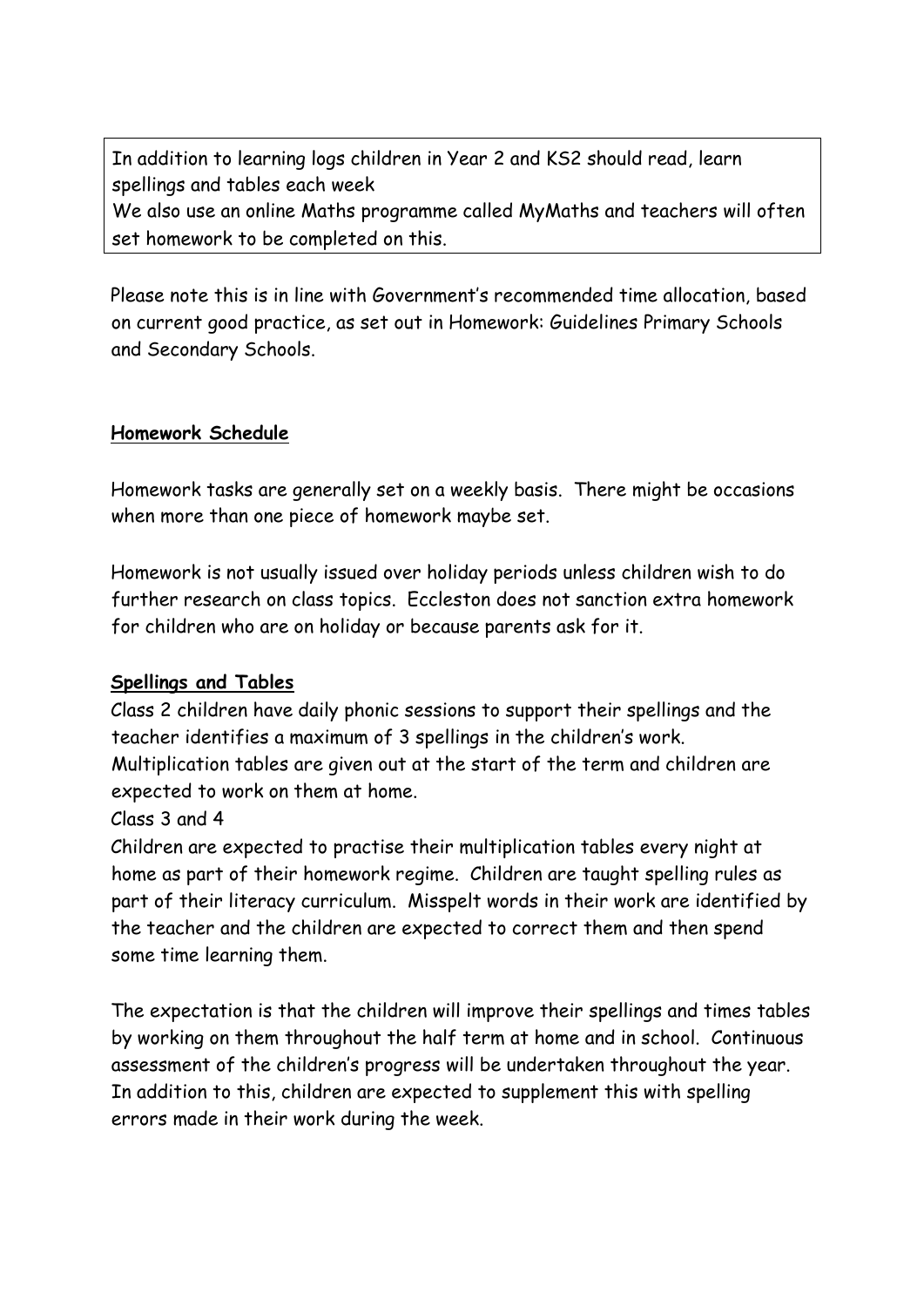In addition to learning logs children in Year 2 and KS2 should read, learn spellings and tables each week
We also use an online Maths programme called MyMaths and teachers will often set homework to be completed on this.

Please note this is in line with Government's recommended time allocation, based on current good practice, as set out in Homework: Guidelines Primary Schools and Secondary Schools.

## Homework Schedule

Homework tasks are generally set on a weekly basis. There might be occasions when more than one piece of homework maybe set.

Homework is not usually issued over holiday periods unless children wish to do further research on class topics. Eccleston does not sanction extra homework for children who are on holiday or because parents ask for it.

## Spellings and Tables

Class 2 children have daily phonic sessions to support their spellings and the teacher identifies a maximum of 3 spellings in the children's work. Multiplication tables are given out at the start of the term and children are expected to work on them at home.

Class 3 and 4

Children are expected to practise their multiplication tables every night at home as part of their homework regime. Children are taught spelling rules as part of their literacy curriculum. Misspelt words in their work are identified by the teacher and the children are expected to correct them and then spend some time learning them.

The expectation is that the children will improve their spellings and times tables by working on them throughout the half term at home and in school. Continuous assessment of the children's progress will be undertaken throughout the year. In addition to this, children are expected to supplement this with spelling errors made in their work during the week.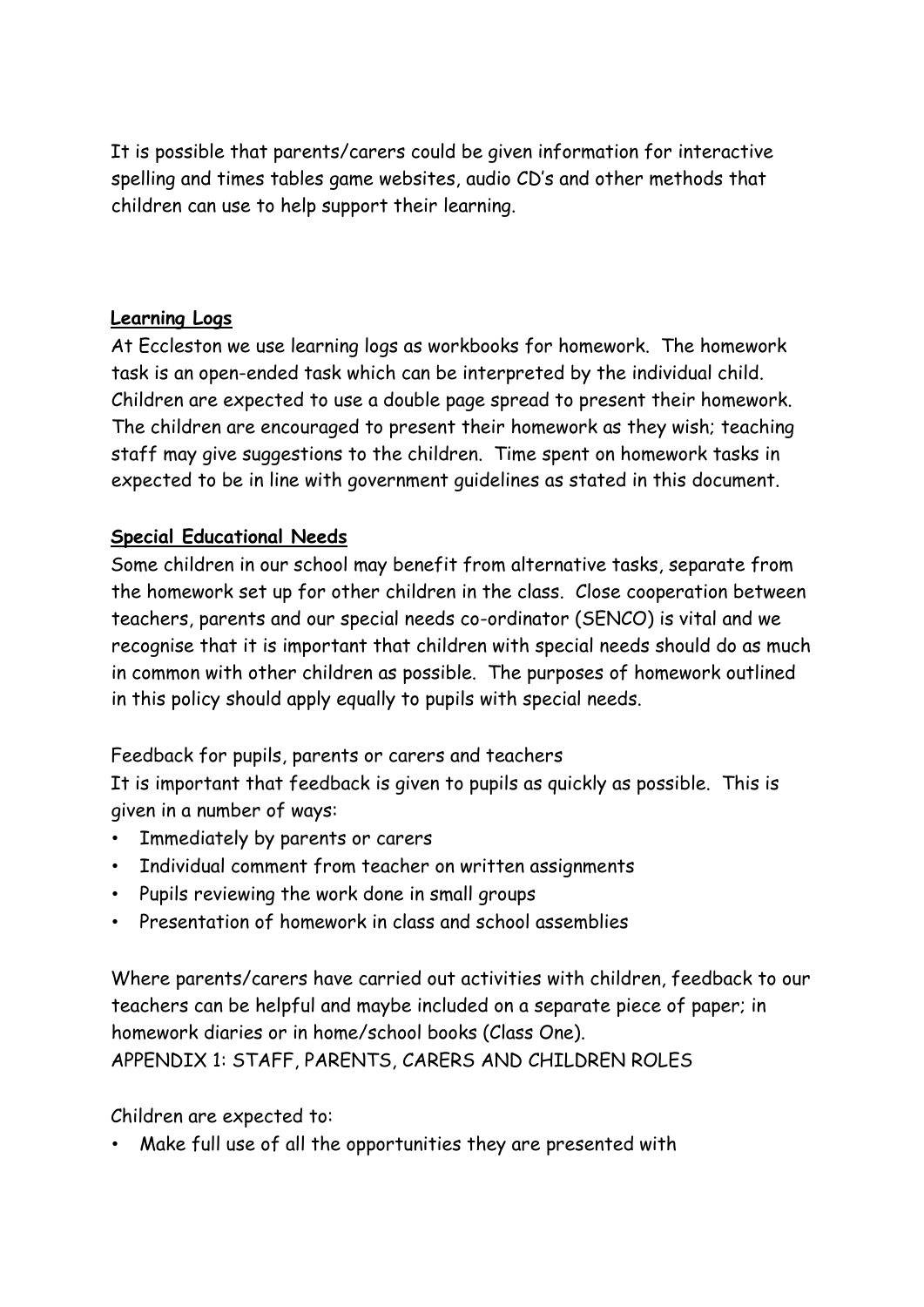It is possible that parents/carers could be given information for interactive spelling and times tables game websites, audio CD's and other methods that children can use to help support their learning.

**Learning Logs**

At Eccleston we use learning logs as workbooks for homework. The homework task is an open-ended task which can be interpreted by the individual child. Children are expected to use a double page spread to present their homework. The children are encouraged to present their homework as they wish; teaching staff may give suggestions to the children. Time spent on homework tasks in expected to be in line with government guidelines as stated in this document.

**Special Educational Needs**

Some children in our school may benefit from alternative tasks, separate from the homework set up for other children in the class. Close cooperation between teachers, parents and our special needs co-ordinator (SENCO) is vital and we recognise that it is important that children with special needs should do as much in common with other children as possible. The purposes of homework outlined in this policy should apply equally to pupils with special needs.

Feedback for pupils, parents or carers and teachers

It is important that feedback is given to pupils as quickly as possible. This is given in a number of ways:

- Immediately by parents or carers
- Individual comment from teacher on written assignments
- Pupils reviewing the work done in small groups
- Presentation of homework in class and school assemblies

Where parents/carers have carried out activities with children, feedback to our teachers can be helpful and maybe included on a separate piece of paper; in homework diaries or in home/school books (Class One).

APPENDIX 1: STAFF, PARENTS, CARERS AND CHILDREN ROLES

Children are expected to:

- Make full use of all the opportunities they are presented with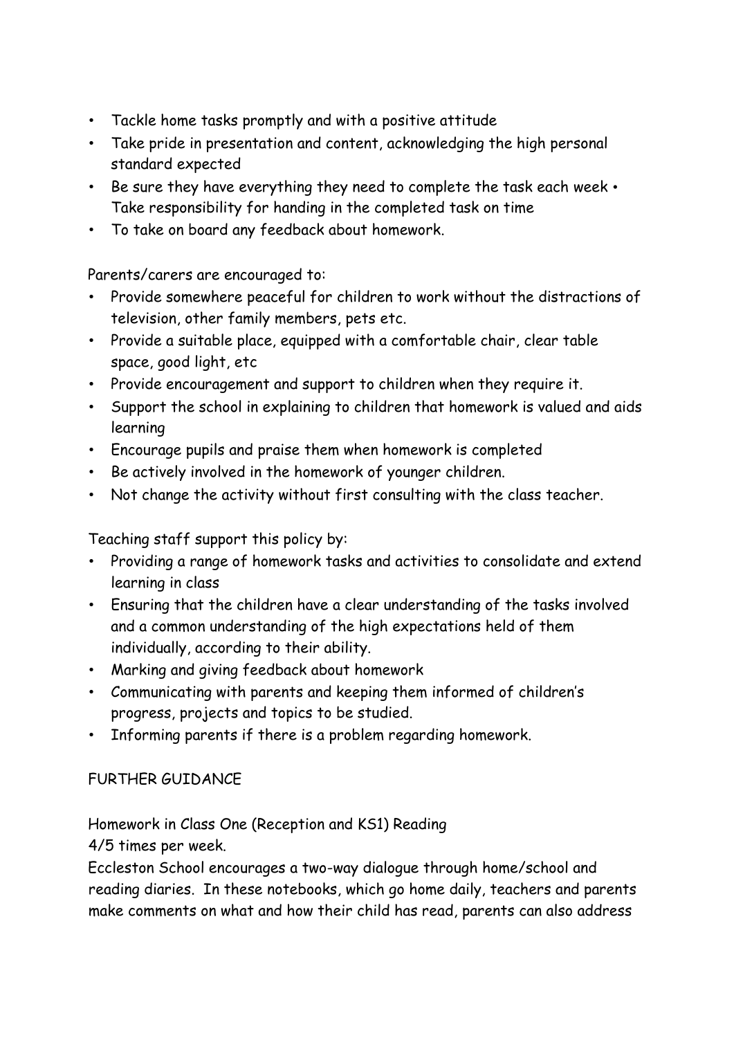- Tackle home tasks promptly and with a positive attitude
- Take pride in presentation and content, acknowledging the high personal standard expected
- Be sure they have everything they need to complete the task each week • Take responsibility for handing in the completed task on time
- To take on board any feedback about homework.

Parents/carers are encouraged to:

- Provide somewhere peaceful for children to work without the distractions of television, other family members, pets etc.
- Provide a suitable place, equipped with a comfortable chair, clear table space, good light, etc
- Provide encouragement and support to children when they require it.
- Support the school in explaining to children that homework is valued and aids learning
- Encourage pupils and praise them when homework is completed
- Be actively involved in the homework of younger children.
- Not change the activity without first consulting with the class teacher.

Teaching staff support this policy by:

- Providing a range of homework tasks and activities to consolidate and extend learning in class
- Ensuring that the children have a clear understanding of the tasks involved and a common understanding of the high expectations held of them individually, according to their ability.
- Marking and giving feedback about homework
- Communicating with parents and keeping them informed of children's progress, projects and topics to be studied.
- Informing parents if there is a problem regarding homework.

FURTHER GUIDANCE

Homework in Class One (Reception and KS1) Reading
4/5 times per week.
Eccleston School encourages a two-way dialogue through home/school and reading diaries. In these notebooks, which go home daily, teachers and parents make comments on what and how their child has read, parents can also address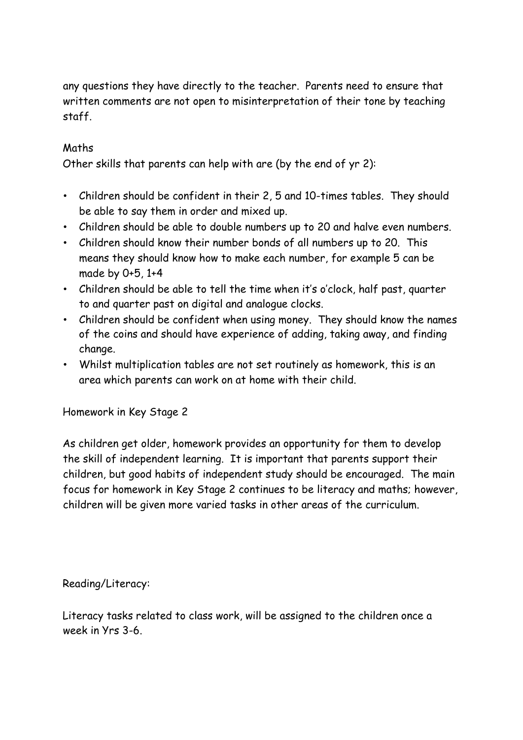any questions they have directly to the teacher. Parents need to ensure that written comments are not open to misinterpretation of their tone by teaching staff.

Maths

Other skills that parents can help with are (by the end of yr 2):

- Children should be confident in their 2, 5 and 10-times tables. They should be able to say them in order and mixed up.
- Children should be able to double numbers up to 20 and halve even numbers.
- Children should know their number bonds of all numbers up to 20. This means they should know how to make each number, for example 5 can be made by 0+5, 1+4
- Children should be able to tell the time when it's o'clock, half past, quarter to and quarter past on digital and analogue clocks.
- Children should be confident when using money. They should know the names of the coins and should have experience of adding, taking away, and finding change.
- Whilst multiplication tables are not set routinely as homework, this is an area which parents can work on at home with their child.

Homework in Key Stage 2

As children get older, homework provides an opportunity for them to develop the skill of independent learning. It is important that parents support their children, but good habits of independent study should be encouraged. The main focus for homework in Key Stage 2 continues to be literacy and maths; however, children will be given more varied tasks in other areas of the curriculum.

Reading/Literacy:

Literacy tasks related to class work, will be assigned to the children once a week in Yrs 3-6.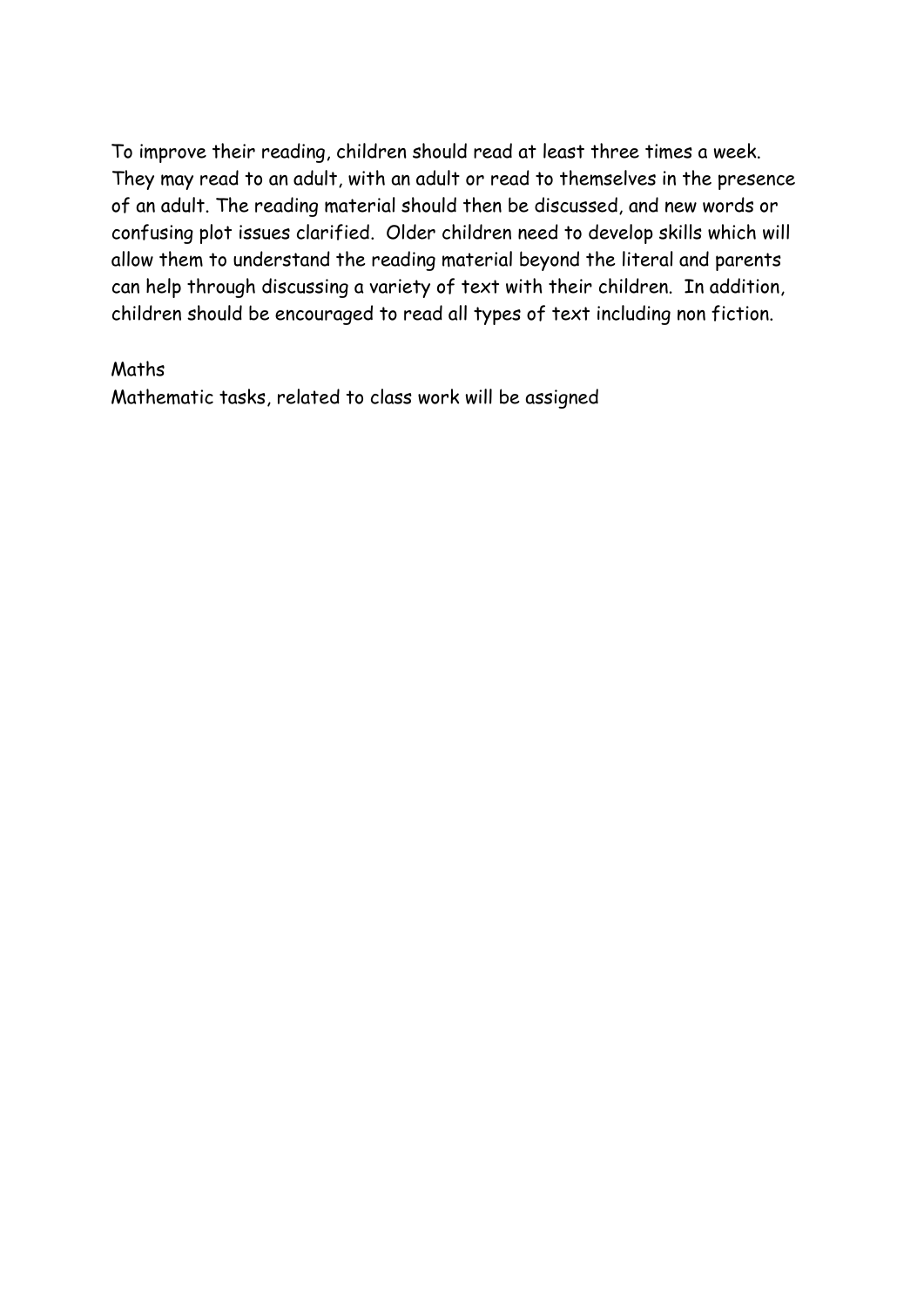To improve their reading, children should read at least three times a week. They may read to an adult, with an adult or read to themselves in the presence of an adult. The reading material should then be discussed, and new words or confusing plot issues clarified. Older children need to develop skills which will allow them to understand the reading material beyond the literal and parents can help through discussing a variety of text with their children. In addition, children should be encouraged to read all types of text including non fiction.

## Maths

Mathematic tasks, related to class work will be assigned